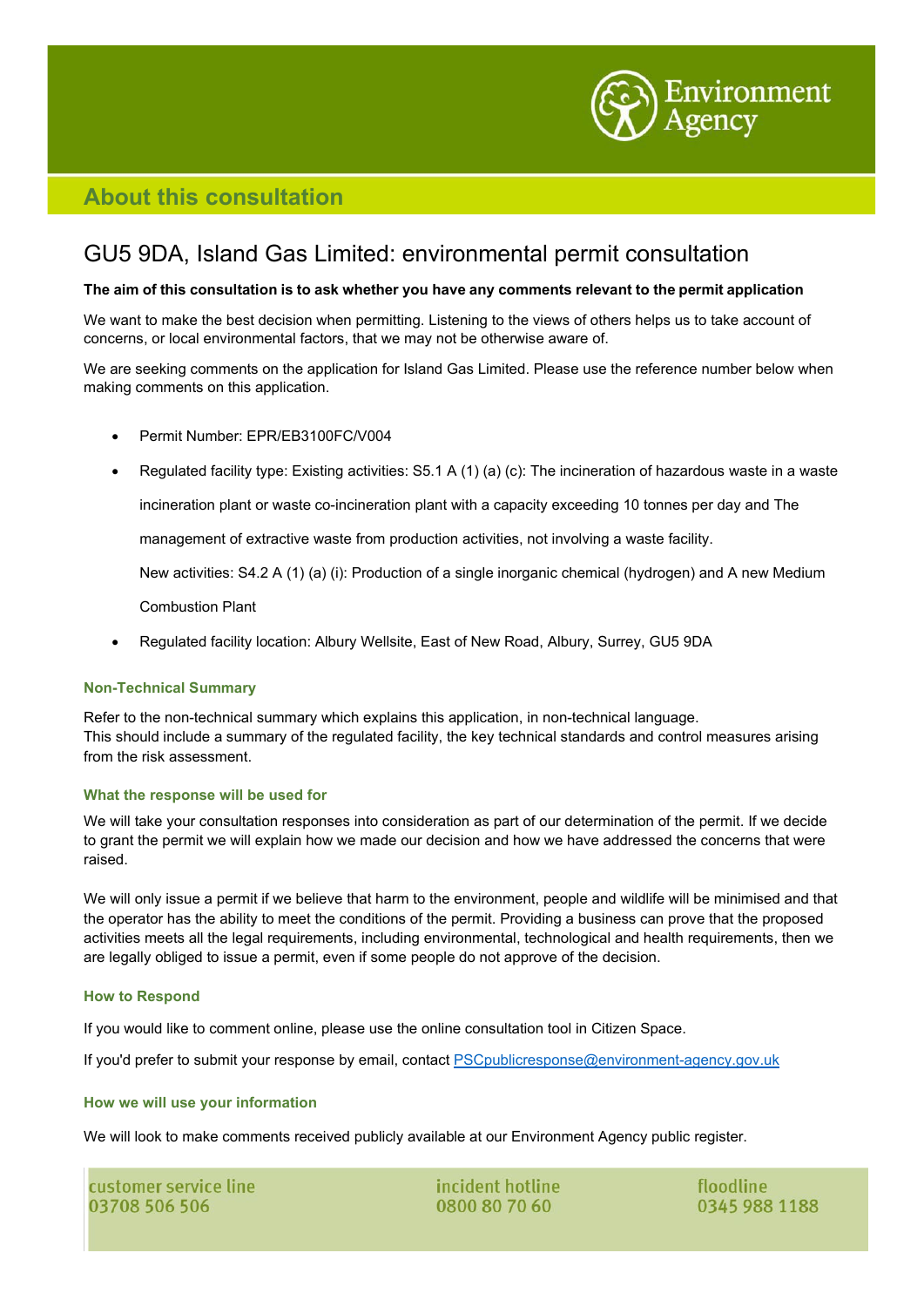## About this consultation

# GU5 9DA, Island Gas Limited: environmental permit consultation

**The aim of this consultation is to ask whether you have any comments relevant to the permit application**

We want to make the best decision when permitting. Listening to the views of others helps us to take account of concerns, or local environmental factors, that we may not be otherwise aware of.

We are seeking comments on the application for Island Gas Limited. Please use the reference number below when making comments on this application.

- Permit Number: EPR/EB3100FC/V004
- Regulated facility type: Existing activities: S5.1 A (1) (a) (c): The incineration of hazardous waste in a waste incineration plant or waste co-incineration plant with a capacity exceeding 10 tonnes per day and The management of extractive waste from production activities, not involving a waste facility.

  New activities: S4.2 A (1) (a) (i): Production of a single inorganic chemical (hydrogen) and A new Medium Combustion Plant
- Regulated facility location: Albury Wellsite, East of New Road, Albury, Surrey, GU5 9DA

### Non-Technical Summary

Refer to the non-technical summary which explains this application, in non-technical language.
This should include a summary of the regulated facility, the key technical standards and control measures arising from the risk assessment.

### What the response will be used for

We will take your consultation responses into consideration as part of our determination of the permit. If we decide to grant the permit we will explain how we made our decision and how we have addressed the concerns that were raised.

We will only issue a permit if we believe that harm to the environment, people and wildlife will be minimised and that the operator has the ability to meet the conditions of the permit. Providing a business can prove that the proposed activities meets all the legal requirements, including environmental, technological and health requirements, then we are legally obliged to issue a permit, even if some people do not approve of the decision.

### How to Respond

If you would like to comment online, please use the online consultation tool in Citizen Space.

If you'd prefer to submit your response by email, contact PSCpublicresponse@environment-agency.gov.uk

### How we will use your information

We will look to make comments received publicly available at our Environment Agency public register.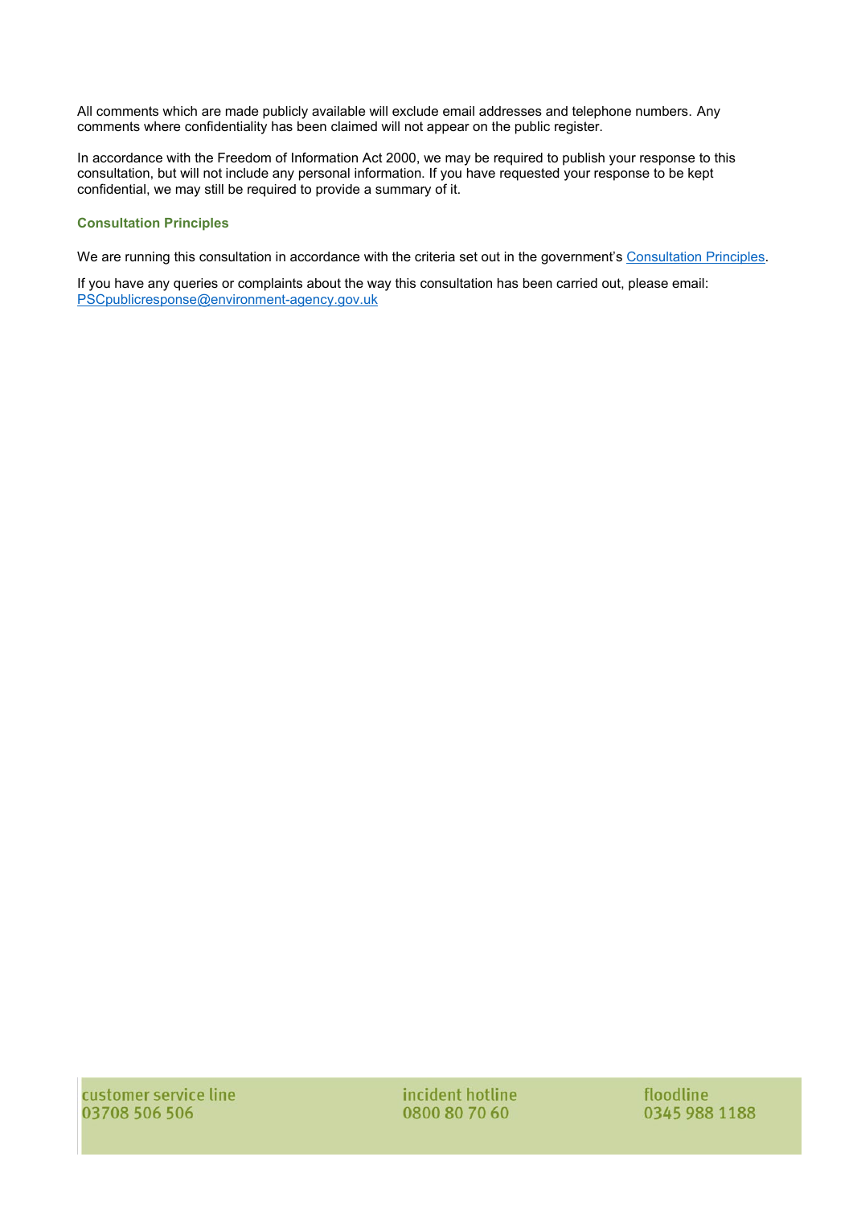All comments which are made publicly available will exclude email addresses and telephone numbers. Any comments where confidentiality has been claimed will not appear on the public register.

In accordance with the Freedom of Information Act 2000, we may be required to publish your response to this consultation, but will not include any personal information. If you have requested your response to be kept confidential, we may still be required to provide a summary of it.

### Consultation Principles

We are running this consultation in accordance with the criteria set out in the government's Consultation Principles.

If you have any queries or complaints about the way this consultation has been carried out, please email: PSCpublicresponse@environment-agency.gov.uk